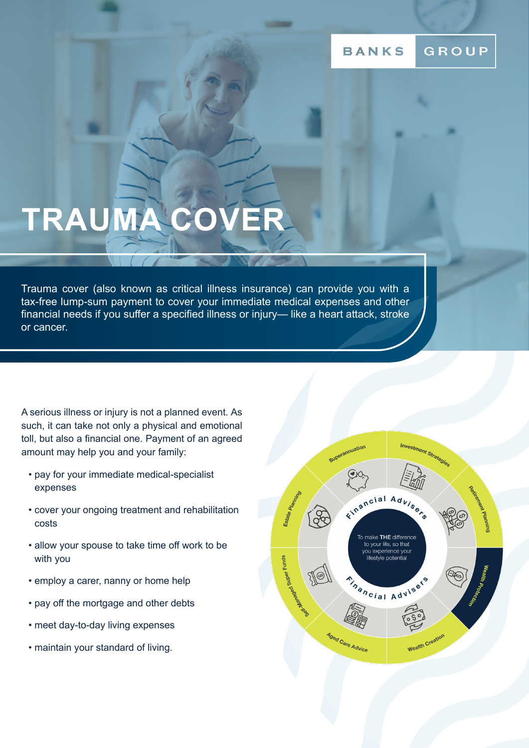BANKS GROUP

# TRAUMA COVER

Trauma cover (also known as critical illness insurance) can provide you with a tax-free lump-sum payment to cover your immediate medical expenses and other financial needs if you suffer a specified illness or injury— like a heart attack, stroke or cancer.

A serious illness or injury is not a planned event. As such, it can take not only a physical and emotional toll, but also a financial one. Payment of an agreed amount may help you and your family:

- pay for your immediate medical-specialist expenses
- cover your ongoing treatment and rehabilitation costs
- allow your spouse to take time off work to be with you
- employ a carer, nanny or home help
- pay off the mortgage and other debts
- meet day-to-day living expenses
- maintain your standard of living.

Superannuation
Investment Strategies
Retirement Planning
Wealth Protection
Wealth Creation
Aged Care Advice
Self-Managed Super Funds
Estate Planning

Financial Advisers

To make **THE** difference to your life, so that you experience your lifestyle potential

Financial Advisers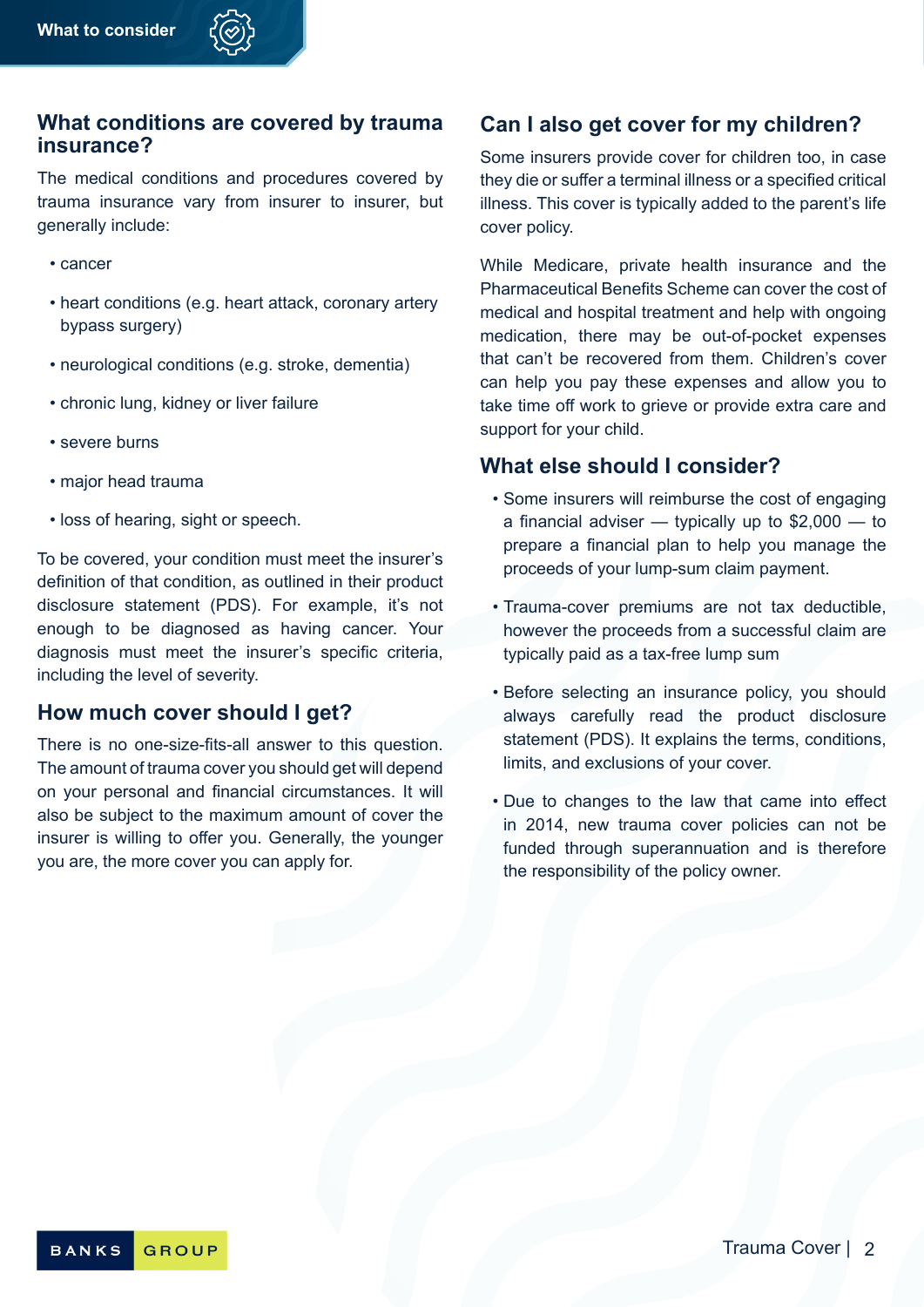## What conditions are covered by trauma insurance?

The medical conditions and procedures covered by trauma insurance vary from insurer to insurer, but generally include:

- cancer
- heart conditions (e.g. heart attack, coronary artery bypass surgery)
- neurological conditions (e.g. stroke, dementia)
- chronic lung, kidney or liver failure
- severe burns
- major head trauma
- loss of hearing, sight or speech.

To be covered, your condition must meet the insurer's definition of that condition, as outlined in their product disclosure statement (PDS). For example, it's not enough to be diagnosed as having cancer. Your diagnosis must meet the insurer's specific criteria, including the level of severity.

## How much cover should I get?

There is no one-size-fits-all answer to this question. The amount of trauma cover you should get will depend on your personal and financial circumstances. It will also be subject to the maximum amount of cover the insurer is willing to offer you. Generally, the younger you are, the more cover you can apply for.

## Can I also get cover for my children?

Some insurers provide cover for children too, in case they die or suffer a terminal illness or a specified critical illness. This cover is typically added to the parent's life cover policy.

While Medicare, private health insurance and the Pharmaceutical Benefits Scheme can cover the cost of medical and hospital treatment and help with ongoing medication, there may be out-of-pocket expenses that can't be recovered from them. Children's cover can help you pay these expenses and allow you to take time off work to grieve or provide extra care and support for your child.

## What else should I consider?

- Some insurers will reimburse the cost of engaging a financial adviser — typically up to $2,000 — to prepare a financial plan to help you manage the proceeds of your lump-sum claim payment.
- Trauma-cover premiums are not tax deductible, however the proceeds from a successful claim are typically paid as a tax-free lump sum
- Before selecting an insurance policy, you should always carefully read the product disclosure statement (PDS). It explains the terms, conditions, limits, and exclusions of your cover.
- Due to changes to the law that came into effect in 2014, new trauma cover policies can not be funded through superannuation and is therefore the responsibility of the policy owner.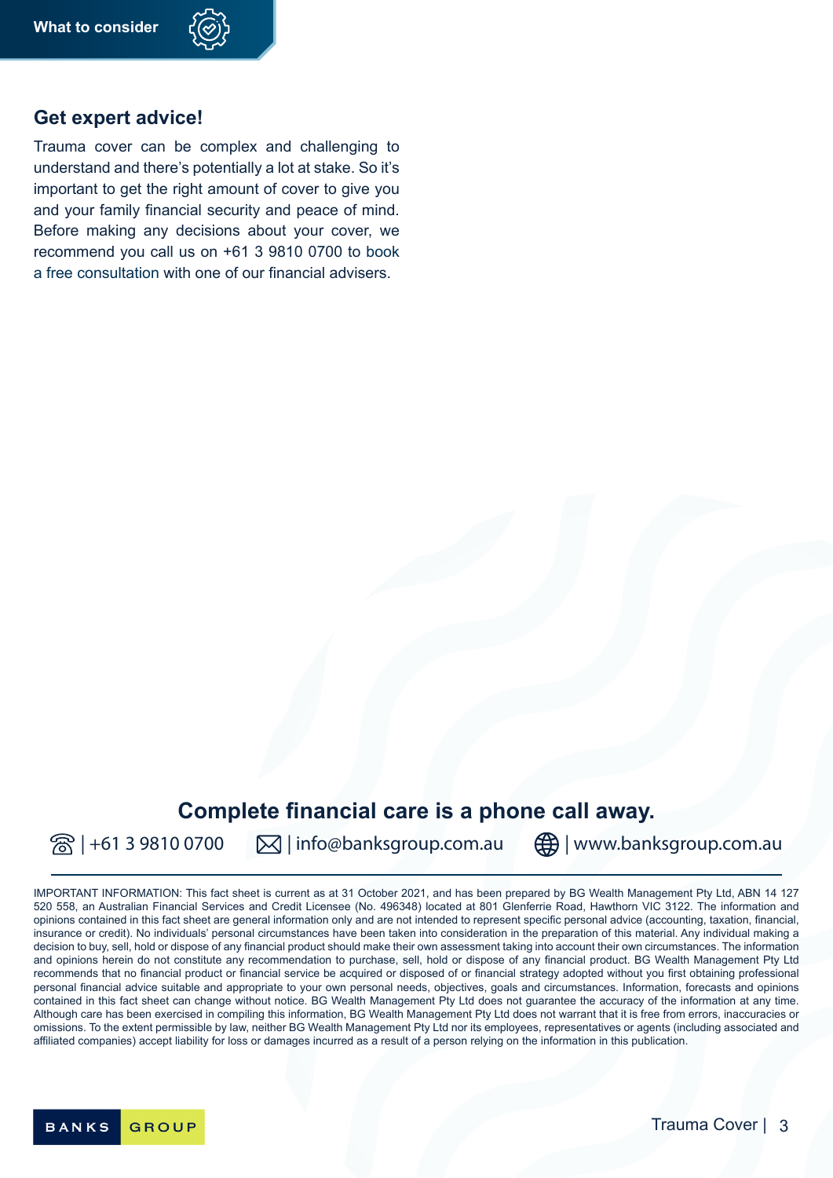What to consider

## Get expert advice!

Trauma cover can be complex and challenging to understand and there's potentially a lot at stake. So it's important to get the right amount of cover to give you and your family financial security and peace of mind. Before making any decisions about your cover, we recommend you call us on +61 3 9810 0700 to book a free consultation with one of our financial advisers.

## Complete financial care is a phone call away.

| +61 3 9810 0700 | info@banksgroup.com.au | www.banksgroup.com.au

IMPORTANT INFORMATION: This fact sheet is current as at 31 October 2021, and has been prepared by BG Wealth Management Pty Ltd, ABN 14 127 520 558, an Australian Financial Services and Credit Licensee (No. 496348) located at 801 Glenferrie Road, Hawthorn VIC 3122. The information and opinions contained in this fact sheet are general information only and are not intended to represent specific personal advice (accounting, taxation, financial, insurance or credit). No individuals' personal circumstances have been taken into consideration in the preparation of this material. Any individual making a decision to buy, sell, hold or dispose of any financial product should make their own assessment taking into account their own circumstances. The information and opinions herein do not constitute any recommendation to purchase, sell, hold or dispose of any financial product. BG Wealth Management Pty Ltd recommends that no financial product or financial service be acquired or disposed of or financial strategy adopted without you first obtaining professional personal financial advice suitable and appropriate to your own personal needs, objectives, goals and circumstances. Information, forecasts and opinions contained in this fact sheet can change without notice. BG Wealth Management Pty Ltd does not guarantee the accuracy of the information at any time. Although care has been exercised in compiling this information, BG Wealth Management Pty Ltd does not warrant that it is free from errors, inaccuracies or omissions. To the extent permissible by law, neither BG Wealth Management Pty Ltd nor its employees, representatives or agents (including associated and affiliated companies) accept liability for loss or damages incurred as a result of a person relying on the information in this publication.

BANKS GROUP